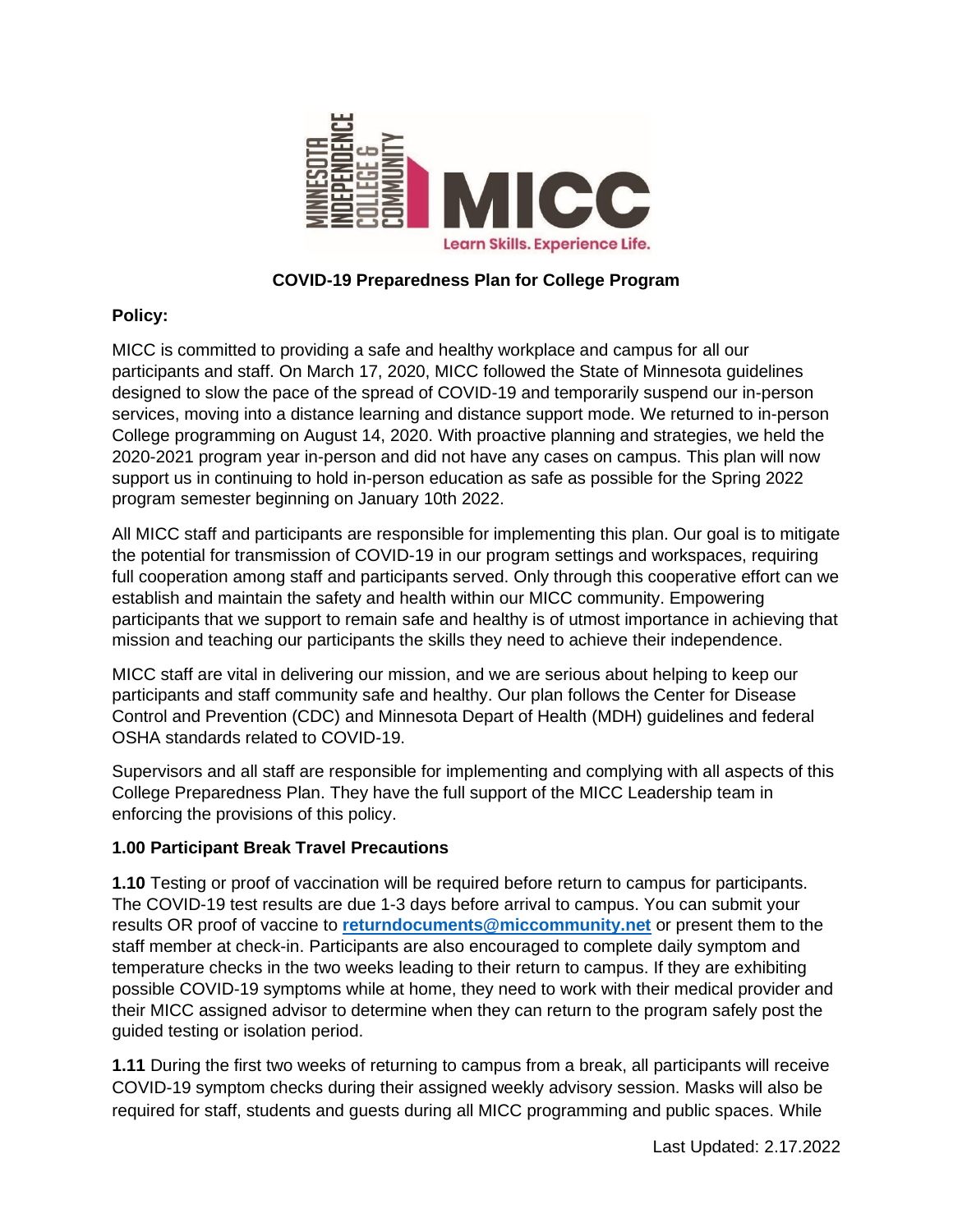# COVID-19 Preparedness Plan for College Program

**Policy:**

MICC is committed to providing a safe and healthy workplace and campus for all our participants and staff. On March 17, 2020, MICC followed the State of Minnesota guidelines designed to slow the pace of the spread of COVID-19 and temporarily suspend our in-person services, moving into a distance learning and distance support mode. We returned to in-person College programming on August 14, 2020. With proactive planning and strategies, we held the 2020-2021 program year in-person and did not have any cases on campus. This plan will now support us in continuing to hold in-person education as safe as possible for the Spring 2022 program semester beginning on January 10th 2022.

All MICC staff and participants are responsible for implementing this plan. Our goal is to mitigate the potential for transmission of COVID-19 in our program settings and workspaces, requiring full cooperation among staff and participants served. Only through this cooperative effort can we establish and maintain the safety and health within our MICC community. Empowering participants that we support to remain safe and healthy is of utmost importance in achieving that mission and teaching our participants the skills they need to achieve their independence.

MICC staff are vital in delivering our mission, and we are serious about helping to keep our participants and staff community safe and healthy. Our plan follows the Center for Disease Control and Prevention (CDC) and Minnesota Depart of Health (MDH) guidelines and federal OSHA standards related to COVID-19.

Supervisors and all staff are responsible for implementing and complying with all aspects of this College Preparedness Plan. They have the full support of the MICC Leadership team in enforcing the provisions of this policy.

**1.00 Participant Break Travel Precautions**

**1.10** Testing or proof of vaccination will be required before return to campus for participants. The COVID-19 test results are due 1-3 days before arrival to campus. You can submit your results OR proof of vaccine to **returndocuments@miccommunity.net** or present them to the staff member at check-in. Participants are also encouraged to complete daily symptom and temperature checks in the two weeks leading to their return to campus. If they are exhibiting possible COVID-19 symptoms while at home, they need to work with their medical provider and their MICC assigned advisor to determine when they can return to the program safely post the guided testing or isolation period.

**1.11** During the first two weeks of returning to campus from a break, all participants will receive COVID-19 symptom checks during their assigned weekly advisory session. Masks will also be required for staff, students and guests during all MICC programming and public spaces. While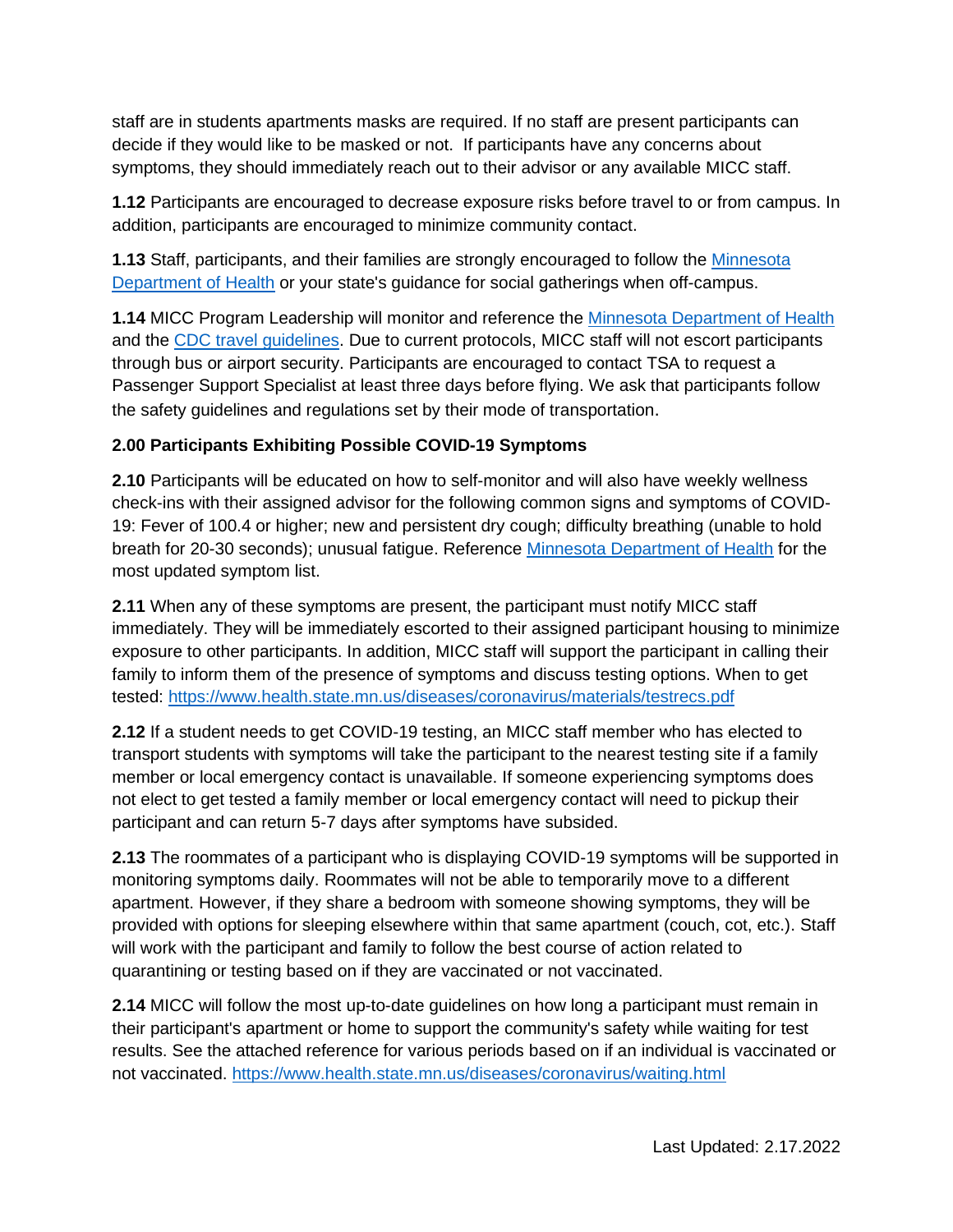staff are in students apartments masks are required. If no staff are present participants can decide if they would like to be masked or not. If participants have any concerns about symptoms, they should immediately reach out to their advisor or any available MICC staff.

**1.12** Participants are encouraged to decrease exposure risks before travel to or from campus. In addition, participants are encouraged to minimize community contact.

**1.13** Staff, participants, and their families are strongly encouraged to follow the [Minnesota Department of Health]() or your state's guidance for social gatherings when off-campus.

**1.14** MICC Program Leadership will monitor and reference the [Minnesota Department of Health]() and the [CDC travel guidelines](). Due to current protocols, MICC staff will not escort participants through bus or airport security. Participants are encouraged to contact TSA to request a Passenger Support Specialist at least three days before flying. We ask that participants follow the safety guidelines and regulations set by their mode of transportation.

**2.00 Participants Exhibiting Possible COVID-19 Symptoms**

**2.10** Participants will be educated on how to self-monitor and will also have weekly wellness check-ins with their assigned advisor for the following common signs and symptoms of COVID-19: Fever of 100.4 or higher; new and persistent dry cough; difficulty breathing (unable to hold breath for 20-30 seconds); unusual fatigue. Reference [Minnesota Department of Health]() for the most updated symptom list.

**2.11** When any of these symptoms are present, the participant must notify MICC staff immediately. They will be immediately escorted to their assigned participant housing to minimize exposure to other participants. In addition, MICC staff will support the participant in calling their family to inform them of the presence of symptoms and discuss testing options. When to get tested: https://www.health.state.mn.us/diseases/coronavirus/materials/testrecs.pdf

**2.12** If a student needs to get COVID-19 testing, an MICC staff member who has elected to transport students with symptoms will take the participant to the nearest testing site if a family member or local emergency contact is unavailable. If someone experiencing symptoms does not elect to get tested a family member or local emergency contact will need to pickup their participant and can return 5-7 days after symptoms have subsided.

**2.13** The roommates of a participant who is displaying COVID-19 symptoms will be supported in monitoring symptoms daily. Roommates will not be able to temporarily move to a different apartment. However, if they share a bedroom with someone showing symptoms, they will be provided with options for sleeping elsewhere within that same apartment (couch, cot, etc.). Staff will work with the participant and family to follow the best course of action related to quarantining or testing based on if they are vaccinated or not vaccinated.

**2.14** MICC will follow the most up-to-date guidelines on how long a participant must remain in their participant's apartment or home to support the community's safety while waiting for test results. See the attached reference for various periods based on if an individual is vaccinated or not vaccinated. https://www.health.state.mn.us/diseases/coronavirus/waiting.html

Last Updated: 2.17.2022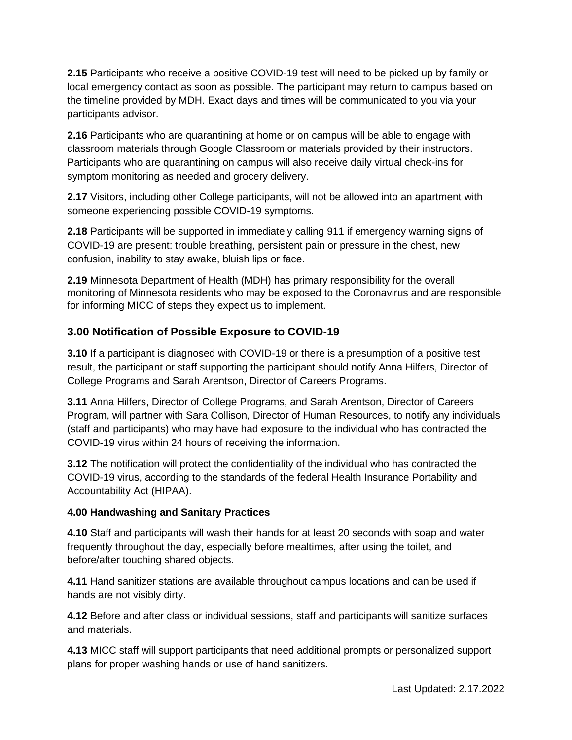**2.15** Participants who receive a positive COVID-19 test will need to be picked up by family or local emergency contact as soon as possible. The participant may return to campus based on the timeline provided by MDH. Exact days and times will be communicated to you via your participants advisor.

**2.16** Participants who are quarantining at home or on campus will be able to engage with classroom materials through Google Classroom or materials provided by their instructors. Participants who are quarantining on campus will also receive daily virtual check-ins for symptom monitoring as needed and grocery delivery.

**2.17** Visitors, including other College participants, will not be allowed into an apartment with someone experiencing possible COVID-19 symptoms.

**2.18** Participants will be supported in immediately calling 911 if emergency warning signs of COVID-19 are present: trouble breathing, persistent pain or pressure in the chest, new confusion, inability to stay awake, bluish lips or face.

**2.19** Minnesota Department of Health (MDH) has primary responsibility for the overall monitoring of Minnesota residents who may be exposed to the Coronavirus and are responsible for informing MICC of steps they expect us to implement.

## 3.00 Notification of Possible Exposure to COVID-19

**3.10** If a participant is diagnosed with COVID-19 or there is a presumption of a positive test result, the participant or staff supporting the participant should notify Anna Hilfers, Director of College Programs and Sarah Arentson, Director of Careers Programs.

**3.11** Anna Hilfers, Director of College Programs, and Sarah Arentson, Director of Careers Program, will partner with Sara Collison, Director of Human Resources, to notify any individuals (staff and participants) who may have had exposure to the individual who has contracted the COVID-19 virus within 24 hours of receiving the information.

**3.12** The notification will protect the confidentiality of the individual who has contracted the COVID-19 virus, according to the standards of the federal Health Insurance Portability and Accountability Act (HIPAA).

**4.00 Handwashing and Sanitary Practices**

**4.10** Staff and participants will wash their hands for at least 20 seconds with soap and water frequently throughout the day, especially before mealtimes, after using the toilet, and before/after touching shared objects.

**4.11** Hand sanitizer stations are available throughout campus locations and can be used if hands are not visibly dirty.

**4.12** Before and after class or individual sessions, staff and participants will sanitize surfaces and materials.

**4.13** MICC staff will support participants that need additional prompts or personalized support plans for proper washing hands or use of hand sanitizers.

Last Updated: 2.17.2022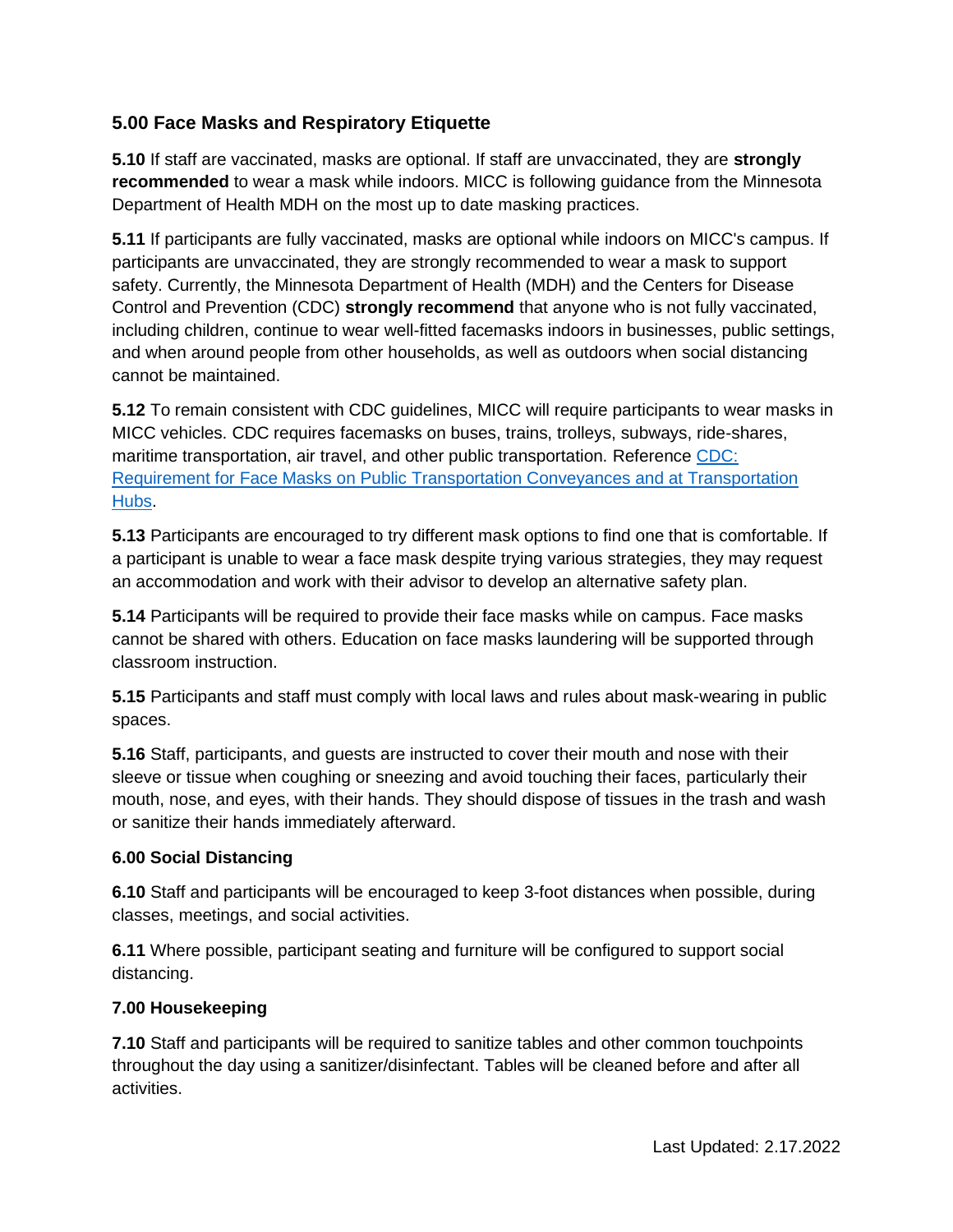### 5.00 Face Masks and Respiratory Etiquette

**5.10** If staff are vaccinated, masks are optional. If staff are unvaccinated, they are **strongly recommended** to wear a mask while indoors. MICC is following guidance from the Minnesota Department of Health MDH on the most up to date masking practices.

**5.11** If participants are fully vaccinated, masks are optional while indoors on MICC's campus. If participants are unvaccinated, they are strongly recommended to wear a mask to support safety. Currently, the Minnesota Department of Health (MDH) and the Centers for Disease Control and Prevention (CDC) **strongly recommend** that anyone who is not fully vaccinated, including children, continue to wear well-fitted facemasks indoors in businesses, public settings, and when around people from other households, as well as outdoors when social distancing cannot be maintained.

**5.12** To remain consistent with CDC guidelines, MICC will require participants to wear masks in MICC vehicles. CDC requires facemasks on buses, trains, trolleys, subways, ride-shares, maritime transportation, air travel, and other public transportation. Reference [CDC: Requirement for Face Masks on Public Transportation Conveyances and at Transportation Hubs].

**5.13** Participants are encouraged to try different mask options to find one that is comfortable. If a participant is unable to wear a face mask despite trying various strategies, they may request an accommodation and work with their advisor to develop an alternative safety plan.

**5.14** Participants will be required to provide their face masks while on campus. Face masks cannot be shared with others. Education on face masks laundering will be supported through classroom instruction.

**5.15** Participants and staff must comply with local laws and rules about mask-wearing in public spaces.

**5.16** Staff, participants, and guests are instructed to cover their mouth and nose with their sleeve or tissue when coughing or sneezing and avoid touching their faces, particularly their mouth, nose, and eyes, with their hands. They should dispose of tissues in the trash and wash or sanitize their hands immediately afterward.

### 6.00 Social Distancing

**6.10** Staff and participants will be encouraged to keep 3-foot distances when possible, during classes, meetings, and social activities.

**6.11** Where possible, participant seating and furniture will be configured to support social distancing.

### 7.00 Housekeeping

**7.10** Staff and participants will be required to sanitize tables and other common touchpoints throughout the day using a sanitizer/disinfectant. Tables will be cleaned before and after all activities.

Last Updated: 2.17.2022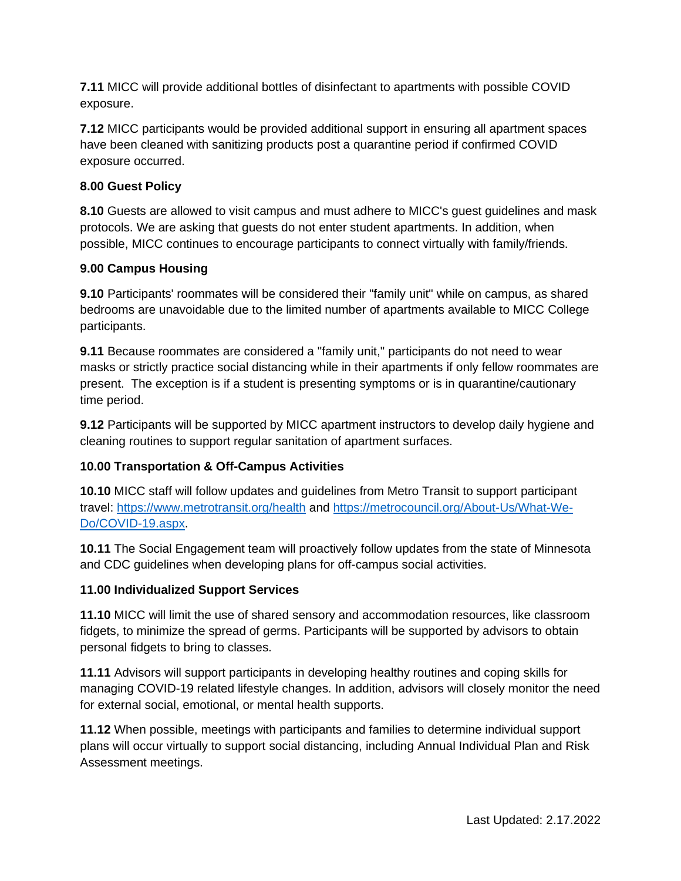**7.11** MICC will provide additional bottles of disinfectant to apartments with possible COVID exposure.

**7.12** MICC participants would be provided additional support in ensuring all apartment spaces have been cleaned with sanitizing products post a quarantine period if confirmed COVID exposure occurred.

**8.00 Guest Policy**

**8.10** Guests are allowed to visit campus and must adhere to MICC's guest guidelines and mask protocols. We are asking that guests do not enter student apartments. In addition, when possible, MICC continues to encourage participants to connect virtually with family/friends.

**9.00 Campus Housing**

**9.10** Participants' roommates will be considered their "family unit" while on campus, as shared bedrooms are unavoidable due to the limited number of apartments available to MICC College participants.

**9.11** Because roommates are considered a "family unit," participants do not need to wear masks or strictly practice social distancing while in their apartments if only fellow roommates are present. The exception is if a student is presenting symptoms or is in quarantine/cautionary time period.

**9.12** Participants will be supported by MICC apartment instructors to develop daily hygiene and cleaning routines to support regular sanitation of apartment surfaces.

**10.00 Transportation & Off-Campus Activities**

**10.10** MICC staff will follow updates and guidelines from Metro Transit to support participant travel: [https://www.metrotransit.org/health](https://www.metrotransit.org/health) and [https://metrocouncil.org/About-Us/What-We-Do/COVID-19.aspx](https://metrocouncil.org/About-Us/What-We-Do/COVID-19.aspx).

**10.11** The Social Engagement team will proactively follow updates from the state of Minnesota and CDC guidelines when developing plans for off-campus social activities.

**11.00 Individualized Support Services**

**11.10** MICC will limit the use of shared sensory and accommodation resources, like classroom fidgets, to minimize the spread of germs. Participants will be supported by advisors to obtain personal fidgets to bring to classes.

**11.11** Advisors will support participants in developing healthy routines and coping skills for managing COVID-19 related lifestyle changes. In addition, advisors will closely monitor the need for external social, emotional, or mental health supports.

**11.12** When possible, meetings with participants and families to determine individual support plans will occur virtually to support social distancing, including Annual Individual Plan and Risk Assessment meetings.

Last Updated: 2.17.2022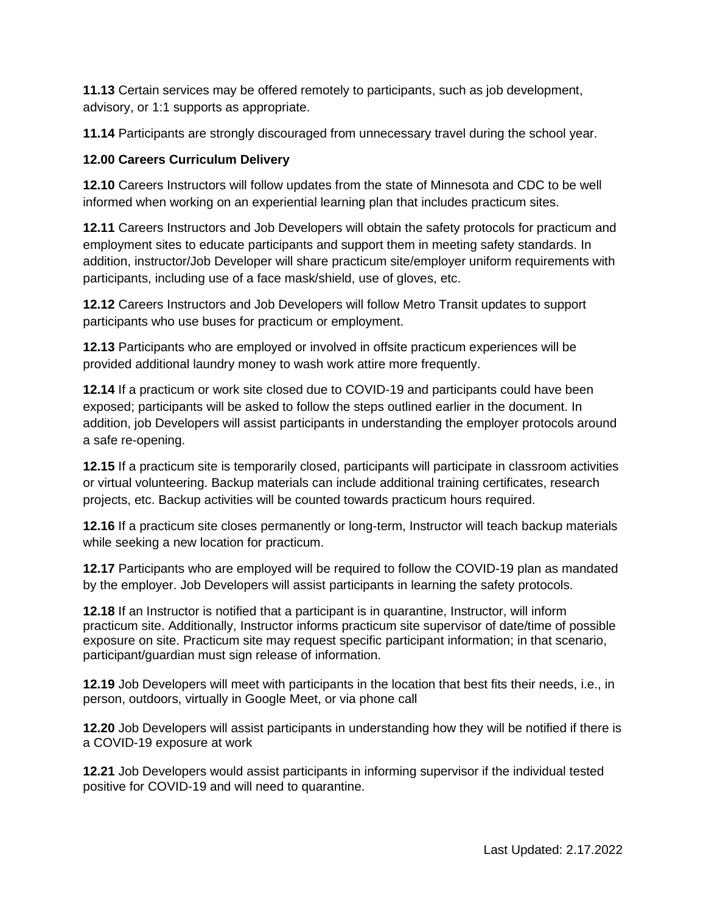**11.13** Certain services may be offered remotely to participants, such as job development, advisory, or 1:1 supports as appropriate.

**11.14** Participants are strongly discouraged from unnecessary travel during the school year.

**12.00 Careers Curriculum Delivery**

**12.10** Careers Instructors will follow updates from the state of Minnesota and CDC to be well informed when working on an experiential learning plan that includes practicum sites.

**12.11** Careers Instructors and Job Developers will obtain the safety protocols for practicum and employment sites to educate participants and support them in meeting safety standards. In addition, instructor/Job Developer will share practicum site/employer uniform requirements with participants, including use of a face mask/shield, use of gloves, etc.

**12.12** Careers Instructors and Job Developers will follow Metro Transit updates to support participants who use buses for practicum or employment.

**12.13** Participants who are employed or involved in offsite practicum experiences will be provided additional laundry money to wash work attire more frequently.

**12.14** If a practicum or work site closed due to COVID-19 and participants could have been exposed; participants will be asked to follow the steps outlined earlier in the document. In addition, job Developers will assist participants in understanding the employer protocols around a safe re-opening.

**12.15** If a practicum site is temporarily closed, participants will participate in classroom activities or virtual volunteering. Backup materials can include additional training certificates, research projects, etc. Backup activities will be counted towards practicum hours required.

**12.16** If a practicum site closes permanently or long-term, Instructor will teach backup materials while seeking a new location for practicum.

**12.17** Participants who are employed will be required to follow the COVID-19 plan as mandated by the employer. Job Developers will assist participants in learning the safety protocols.

**12.18** If an Instructor is notified that a participant is in quarantine, Instructor, will inform practicum site. Additionally, Instructor informs practicum site supervisor of date/time of possible exposure on site. Practicum site may request specific participant information; in that scenario, participant/guardian must sign release of information.

**12.19** Job Developers will meet with participants in the location that best fits their needs, i.e., in person, outdoors, virtually in Google Meet, or via phone call

**12.20** Job Developers will assist participants in understanding how they will be notified if there is a COVID-19 exposure at work

**12.21** Job Developers would assist participants in informing supervisor if the individual tested positive for COVID-19 and will need to quarantine.

Last Updated: 2.17.2022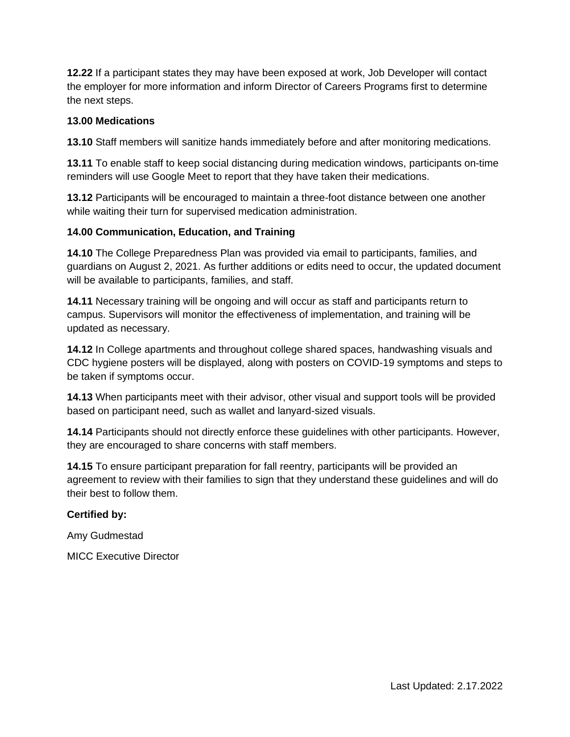**12.22** If a participant states they may have been exposed at work, Job Developer will contact the employer for more information and inform Director of Careers Programs first to determine the next steps.

**13.00 Medications**

**13.10** Staff members will sanitize hands immediately before and after monitoring medications.

**13.11** To enable staff to keep social distancing during medication windows, participants on-time reminders will use Google Meet to report that they have taken their medications.

**13.12** Participants will be encouraged to maintain a three-foot distance between one another while waiting their turn for supervised medication administration.

**14.00 Communication, Education, and Training**

**14.10** The College Preparedness Plan was provided via email to participants, families, and guardians on August 2, 2021. As further additions or edits need to occur, the updated document will be available to participants, families, and staff.

**14.11** Necessary training will be ongoing and will occur as staff and participants return to campus. Supervisors will monitor the effectiveness of implementation, and training will be updated as necessary.

**14.12** In College apartments and throughout college shared spaces, handwashing visuals and CDC hygiene posters will be displayed, along with posters on COVID-19 symptoms and steps to be taken if symptoms occur.

**14.13** When participants meet with their advisor, other visual and support tools will be provided based on participant need, such as wallet and lanyard-sized visuals.

**14.14** Participants should not directly enforce these guidelines with other participants. However, they are encouraged to share concerns with staff members.

**14.15** To ensure participant preparation for fall reentry, participants will be provided an agreement to review with their families to sign that they understand these guidelines and will do their best to follow them.

**Certified by:**

Amy Gudmestad

MICC Executive Director

Last Updated: 2.17.2022